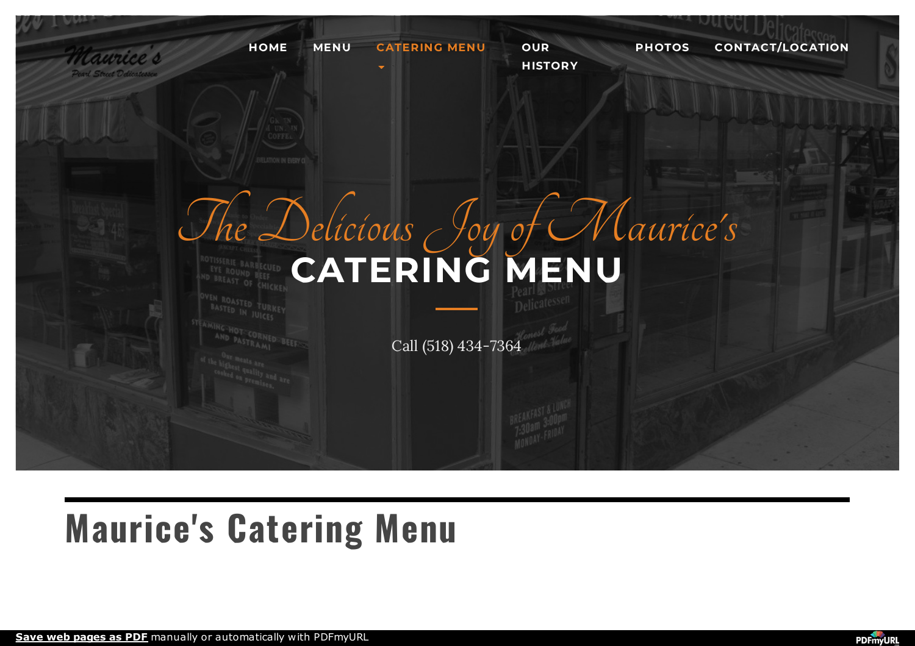HOME MENU CATERING MENU OUR HISTORY PHOTOS CONTACT/LOCATION

*The Delicious Joy of Maurice's*

# CATERING MENU

Call (518) 434-7364

# Maurice's Catering Menu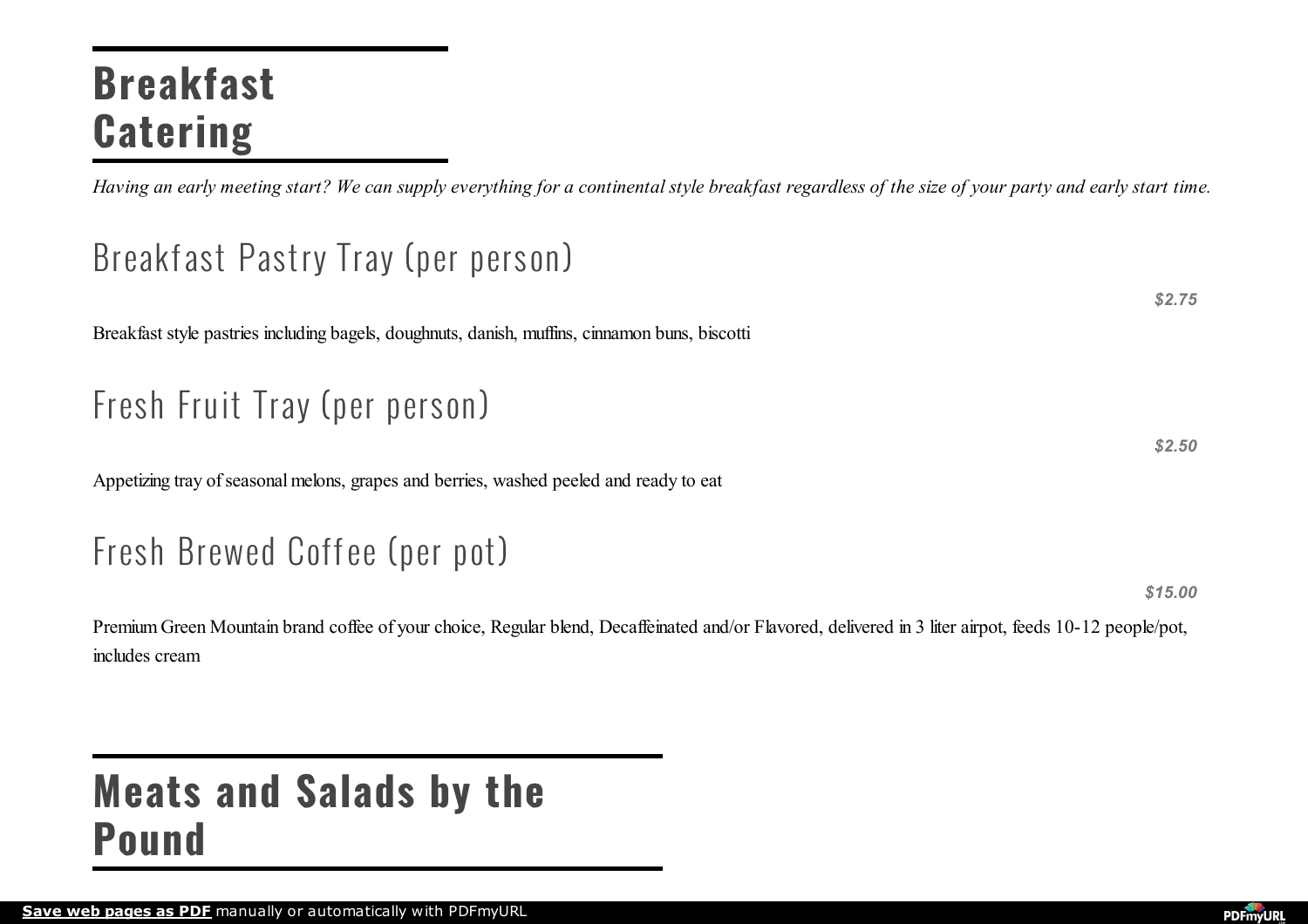# Breakfast Catering

*Having an early meeting start? We can supply everything for a continental style breakfast regardless of the size of your party and early start time.*

## Breakfast Pastry Tray (per person)

***$2.75***

Breakfast style pastries including bagels, doughnuts, danish, muffins, cinnamon buns, biscotti

## Fresh Fruit Tray (per person)

***$2.50***

Appetizing tray of seasonal melons, grapes and berries, washed peeled and ready to eat

## Fresh Brewed Coffee (per pot)

***$15.00***

Premium Green Mountain brand coffee of your choice, Regular blend, Decaffeinated and/or Flavored, delivered in 3 liter airpot, feeds 10-12 people/pot, includes cream

# Meats and Salads by the Pound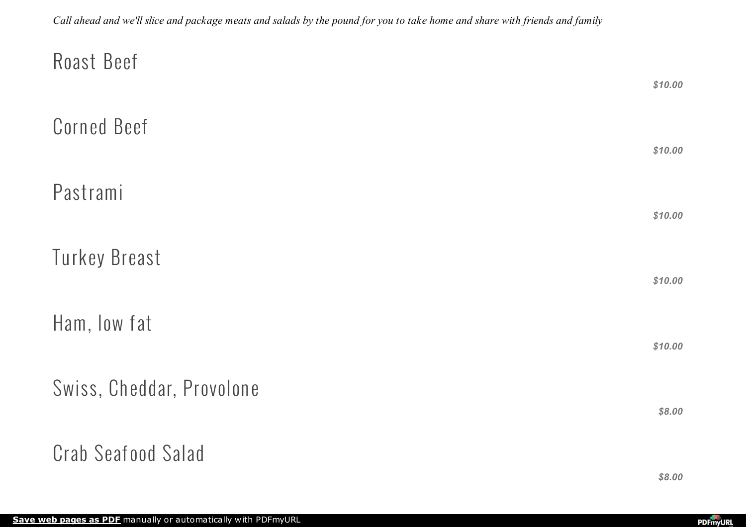*Call ahead and we'll slice and package meats and salads by the pound for you to take home and share with friends and family*

## Roast Beef

***$10.00***

## Corned Beef

***$10.00***

## Pastrami

***$10.00***

## Turkey Breast

***$10.00***

## Ham, low fat

***$10.00***

## Swiss, Cheddar, Provolone

***$8.00***

## Crab Seafood Salad

***$8.00***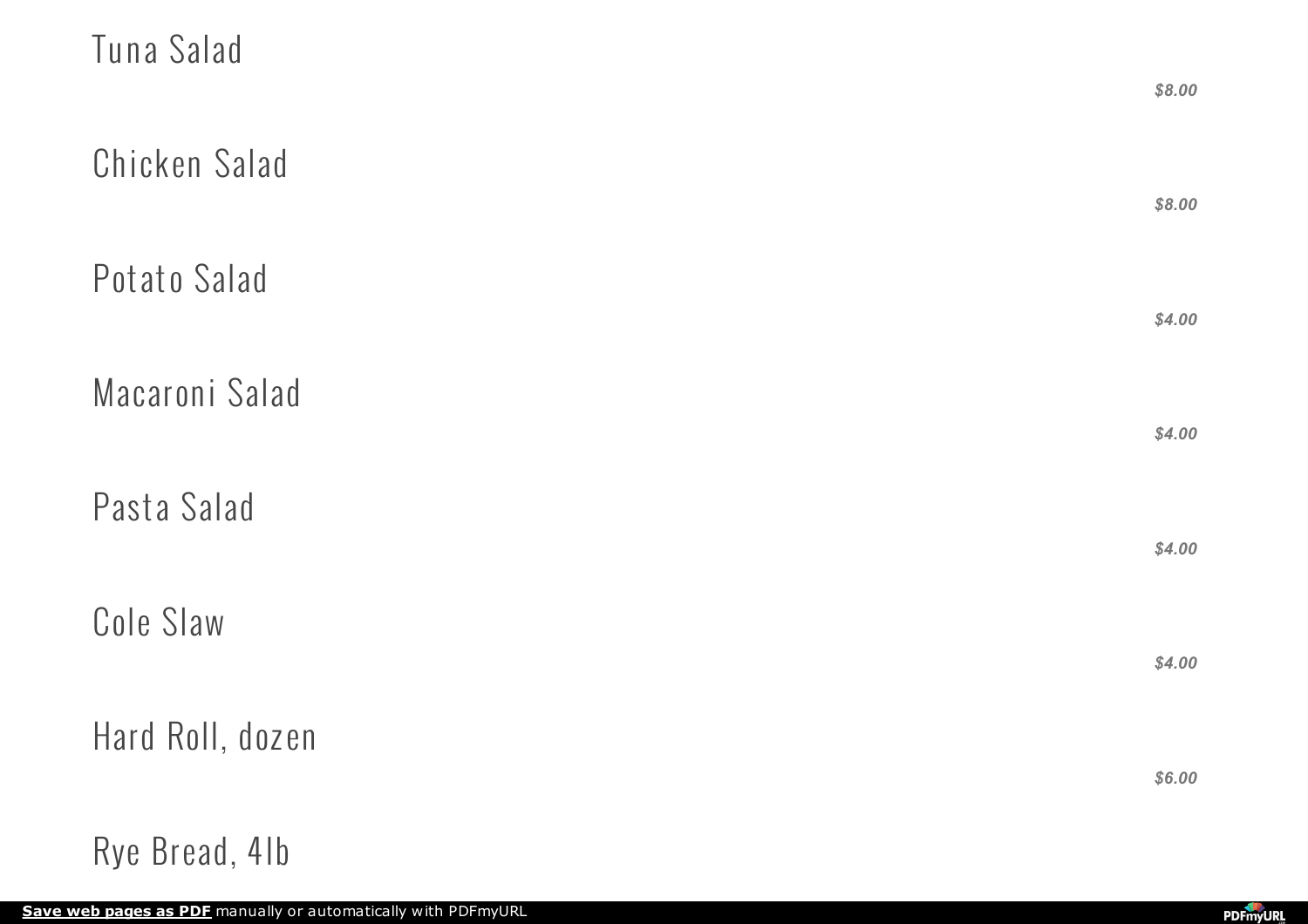Tuna Salad

*$8.00*

Chicken Salad

*$8.00*

Potato Salad

*$4.00*

Macaroni Salad

*$4.00*

Pasta Salad

*$4.00*

Cole Slaw

*$4.00*

Hard Roll, dozen

*$6.00*

Rye Bread, 4lb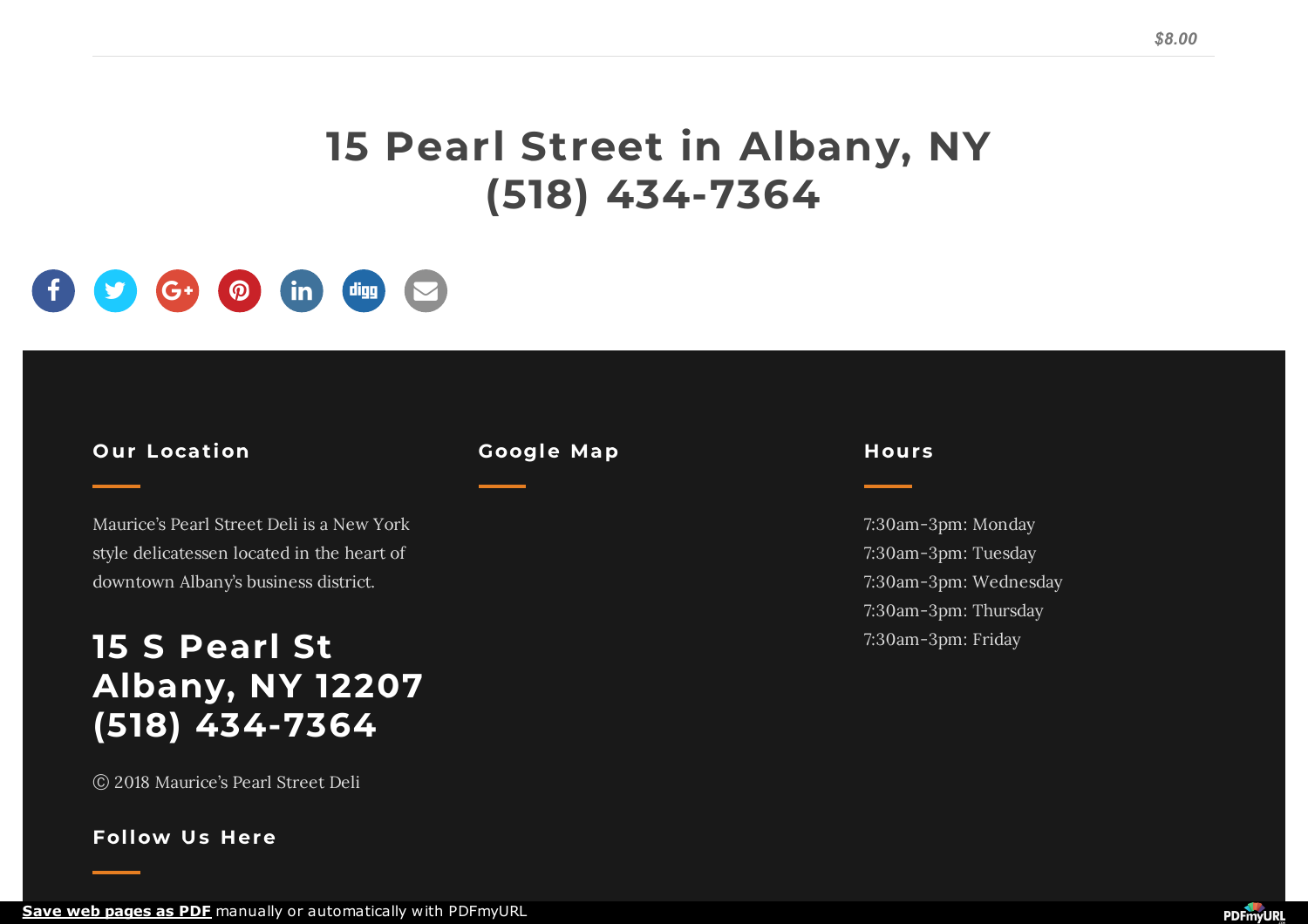*$8.00*

# 15 Pearl Street in Albany, NY
# (518) 434-7364

## Our Location

Maurice's Pearl Street Deli is a New York style delicatessen located in the heart of downtown Albany's business district.

## 15 S Pearl St
## Albany, NY 12207
## (518) 434-7364

© 2018 Maurice's Pearl Street Deli

## Follow Us Here

## Google Map

## Hours

7:30am-3pm: Monday
7:30am-3pm: Tuesday
7:30am-3pm: Wednesday
7:30am-3pm: Thursday
7:30am-3pm: Friday